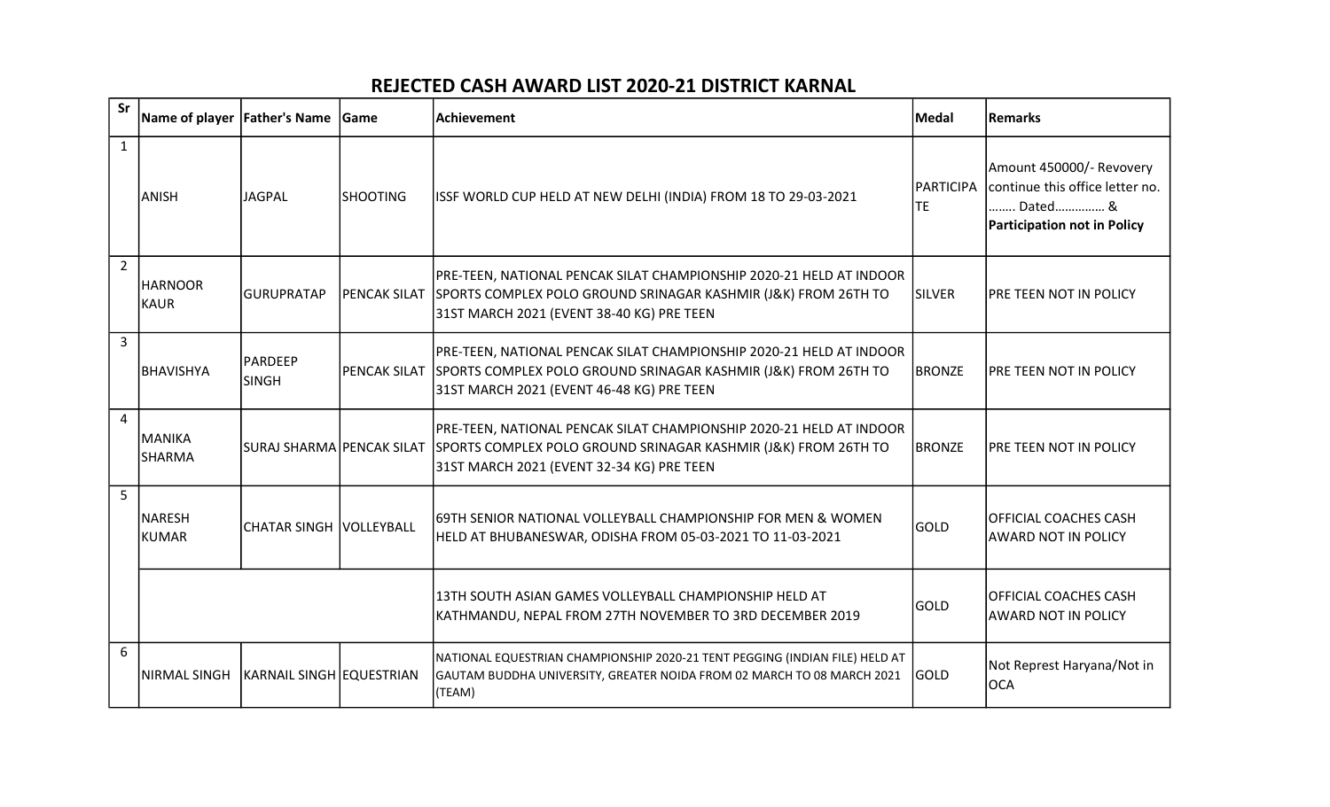# REJECTED CASH AWARD LIST 2020-21 DISTRICT KARNAL

| Sr | Name of player | Father's Name | Game | Achievement | Medal | Remarks |
|---|---|---|---|---|---|---|
| 1 | ANISH | JAGPAL | SHOOTING | ISSF WORLD CUP HELD AT NEW DELHI (INDIA) FROM 18 TO 29-03-2021 | PARTICIPATE | Amount 450000/- Revovery continue this office letter no. …….. Dated………….. & **Participation not in Policy** |
| 2 | HARNOOR KAUR | GURUPRATAP | PENCAK SILAT | PRE-TEEN, NATIONAL PENCAK SILAT CHAMPIONSHIP 2020-21 HELD AT INDOOR SPORTS COMPLEX POLO GROUND SRINAGAR KASHMIR (J&K) FROM 26TH TO 31ST MARCH 2021 (EVENT 38-40 KG) PRE TEEN | SILVER | PRE TEEN NOT IN POLICY |
| 3 | BHAVISHYA | PARDEEP SINGH | PENCAK SILAT | PRE-TEEN, NATIONAL PENCAK SILAT CHAMPIONSHIP 2020-21 HELD AT INDOOR SPORTS COMPLEX POLO GROUND SRINAGAR KASHMIR (J&K) FROM 26TH TO 31ST MARCH 2021 (EVENT 46-48 KG) PRE TEEN | BRONZE | PRE TEEN NOT IN POLICY |
| 4 | MANIKA SHARMA | SURAJ SHARMA | PENCAK SILAT | PRE-TEEN, NATIONAL PENCAK SILAT CHAMPIONSHIP 2020-21 HELD AT INDOOR SPORTS COMPLEX POLO GROUND SRINAGAR KASHMIR (J&K) FROM 26TH TO 31ST MARCH 2021 (EVENT 32-34 KG) PRE TEEN | BRONZE | PRE TEEN NOT IN POLICY |
| 5 | NARESH KUMAR | CHATAR SINGH | VOLLEYBALL | 69TH SENIOR NATIONAL VOLLEYBALL CHAMPIONSHIP FOR MEN & WOMEN HELD AT BHUBANESWAR, ODISHA FROM 05-03-2021 TO 11-03-2021 | GOLD | OFFICIAL COACHES CASH AWARD NOT IN POLICY |
| | | | | 13TH SOUTH ASIAN GAMES VOLLEYBALL CHAMPIONSHIP HELD AT KATHMANDU, NEPAL FROM 27TH NOVEMBER TO 3RD DECEMBER 2019 | GOLD | OFFICIAL COACHES CASH AWARD NOT IN POLICY |
| 6 | NIRMAL SINGH | KARNAIL SINGH | EQUESTRIAN | NATIONAL EQUESTRIAN CHAMPIONSHIP 2020-21 TENT PEGGING (INDIAN FILE) HELD AT GAUTAM BUDDHA UNIVERSITY, GREATER NOIDA FROM 02 MARCH TO 08 MARCH 2021 (TEAM) | GOLD | Not Represt Haryana/Not in OCA |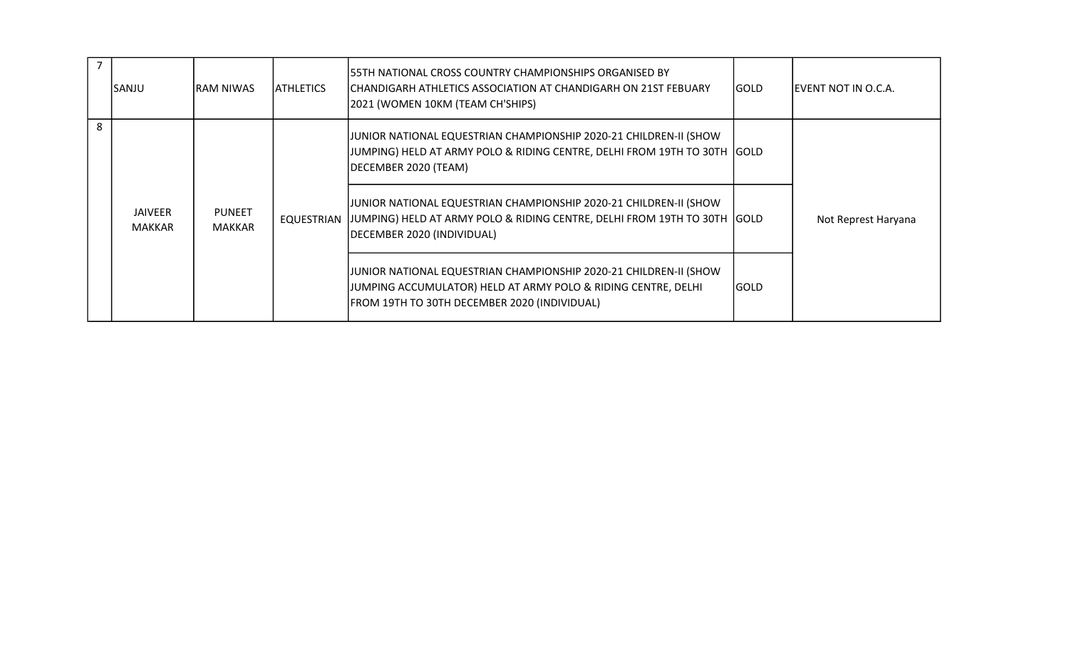| | | | | | | |
|---|---|---|---|---|---|---|
| 7 | SANJU | RAM NIWAS | ATHLETICS | 55TH NATIONAL CROSS COUNTRY CHAMPIONSHIPS ORGANISED BY CHANDIGARH ATHLETICS ASSOCIATION AT CHANDIGARH ON 21ST FEBUARY 2021 (WOMEN 10KM (TEAM CH'SHIPS) | GOLD | EVENT NOT IN O.C.A. |
| 8 | JAIVEER MAKKAR | PUNEET MAKKAR | EQUESTRIAN | JUNIOR NATIONAL EQUESTRIAN CHAMPIONSHIP 2020-21 CHILDREN-II (SHOW JUMPING) HELD AT ARMY POLO & RIDING CENTRE, DELHI FROM 19TH TO 30TH DECEMBER 2020 (TEAM) | GOLD | Not Represt Haryana |
| | | | | JUNIOR NATIONAL EQUESTRIAN CHAMPIONSHIP 2020-21 CHILDREN-II (SHOW JUMPING) HELD AT ARMY POLO & RIDING CENTRE, DELHI FROM 19TH TO 30TH DECEMBER 2020 (INDIVIDUAL) | GOLD | |
| | | | | JUNIOR NATIONAL EQUESTRIAN CHAMPIONSHIP 2020-21 CHILDREN-II (SHOW JUMPING ACCUMULATOR) HELD AT ARMY POLO & RIDING CENTRE, DELHI FROM 19TH TO 30TH DECEMBER 2020 (INDIVIDUAL) | GOLD | |